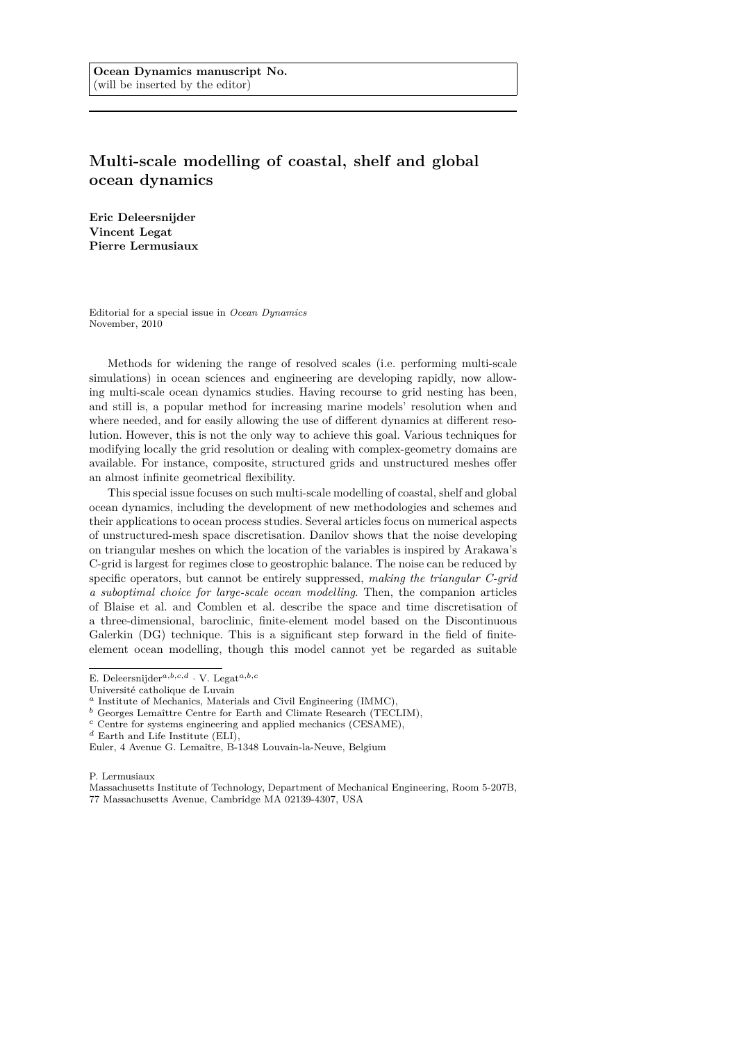**Ocean Dynamics manuscript No.**
(will be inserted by the editor)

# Multi-scale modelling of coastal, shelf and global ocean dynamics

**Eric Deleersnijder**
**Vincent Legat**
**Pierre Lermusiaux**

Editorial for a special issue in *Ocean Dynamics*
November, 2010

Methods for widening the range of resolved scales (i.e. performing multi-scale simulations) in ocean sciences and engineering are developing rapidly, now allowing multi-scale ocean dynamics studies. Having recourse to grid nesting has been, and still is, a popular method for increasing marine models' resolution when and where needed, and for easily allowing the use of different dynamics at different resolution. However, this is not the only way to achieve this goal. Various techniques for modifying locally the grid resolution or dealing with complex-geometry domains are available. For instance, composite, structured grids and unstructured meshes offer an almost infinite geometrical flexibility.

This special issue focuses on such multi-scale modelling of coastal, shelf and global ocean dynamics, including the development of new methodologies and schemes and their applications to ocean process studies. Several articles focus on numerical aspects of unstructured-mesh space discretisation. Danilov shows that the noise developing on triangular meshes on which the location of the variables is inspired by Arakawa's C-grid is largest for regimes close to geostrophic balance. The noise can be reduced by specific operators, but cannot be entirely suppressed, *making the triangular C-grid a suboptimal choice for large-scale ocean modelling*. Then, the companion articles of Blaise et al. and Comblen et al. describe the space and time discretisation of a three-dimensional, baroclinic, finite-element model based on the Discontinuous Galerkin (DG) technique. This is a significant step forward in the field of finite-element ocean modelling, though this model cannot yet be regarded as suitable

---

E. Deleersnijder[a,b,c,d] · V. Legat[a,b,c]
Université catholique de Louvain
[a] Institute of Mechanics, Materials and Civil Engineering (IMMC),
[b] Georges Lemaîttre Centre for Earth and Climate Research (TECLIM),
[c] Centre for systems engineering and applied mechanics (CESAME),
[d] Earth and Life Institute (ELI),
Euler, 4 Avenue G. Lemaître, B-1348 Louvain-la-Neuve, Belgium

P. Lermusiaux
Massachusetts Institute of Technology, Department of Mechanical Engineering, Room 5-207B, 77 Massachusetts Avenue, Cambridge MA 02139-4307, USA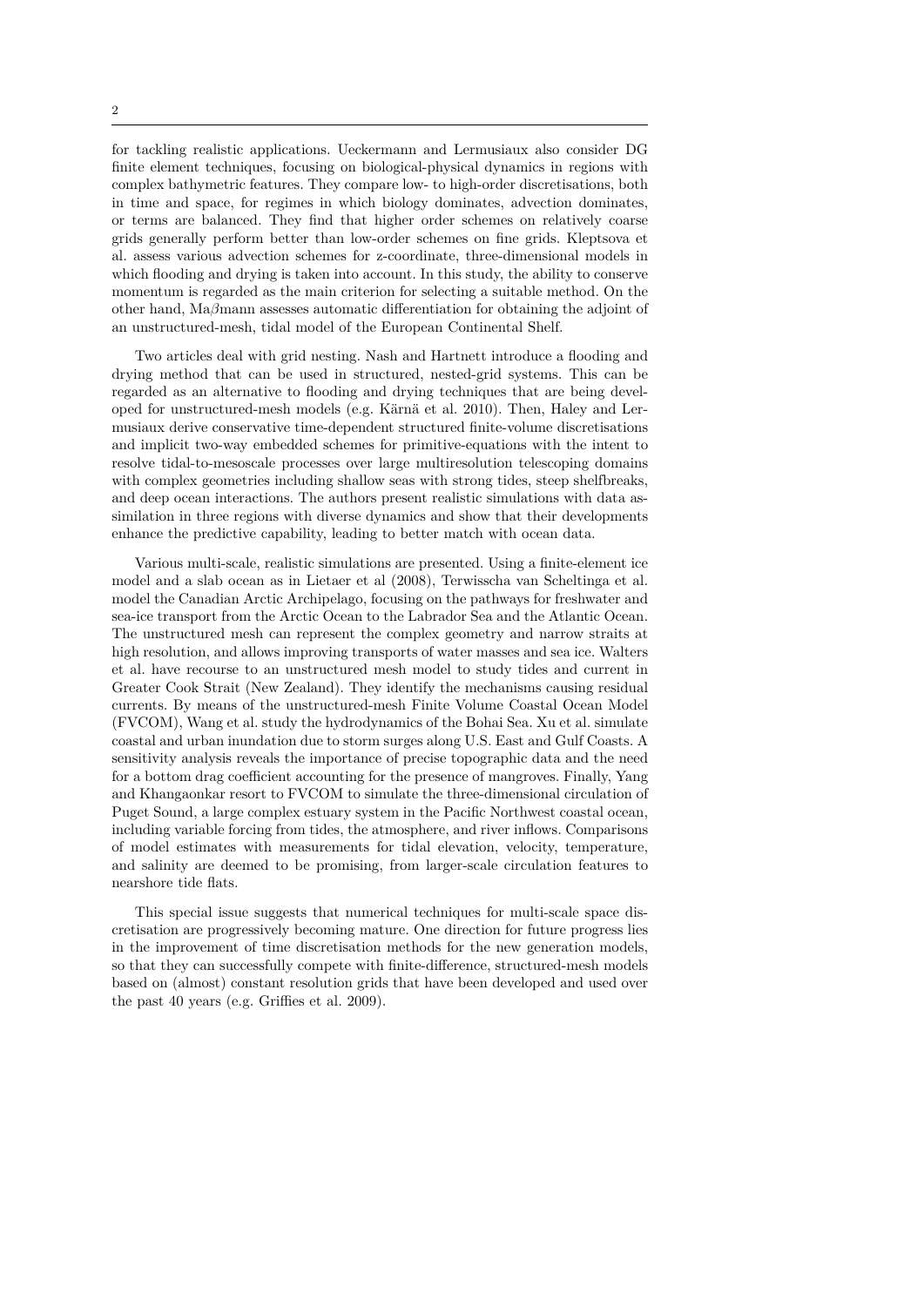for tackling realistic applications. Ueckermann and Lermusiaux also consider DG finite element techniques, focusing on biological-physical dynamics in regions with complex bathymetric features. They compare low- to high-order discretisations, both in time and space, for regimes in which biology dominates, advection dominates, or terms are balanced. They find that higher order schemes on relatively coarse grids generally perform better than low-order schemes on fine grids. Kleptsova et al. assess various advection schemes for z-coordinate, three-dimensional models in which flooding and drying is taken into account. In this study, the ability to conserve momentum is regarded as the main criterion for selecting a suitable method. On the other hand, Ma$\beta$mann assesses automatic differentiation for obtaining the adjoint of an unstructured-mesh, tidal model of the European Continental Shelf.

Two articles deal with grid nesting. Nash and Hartnett introduce a flooding and drying method that can be used in structured, nested-grid systems. This can be regarded as an alternative to flooding and drying techniques that are being developed for unstructured-mesh models (e.g. Kärnä et al. 2010). Then, Haley and Lermusiaux derive conservative time-dependent structured finite-volume discretisations and implicit two-way embedded schemes for primitive-equations with the intent to resolve tidal-to-mesoscale processes over large multiresolution telescoping domains with complex geometries including shallow seas with strong tides, steep shelfbreaks, and deep ocean interactions. The authors present realistic simulations with data assimilation in three regions with diverse dynamics and show that their developments enhance the predictive capability, leading to better match with ocean data.

Various multi-scale, realistic simulations are presented. Using a finite-element ice model and a slab ocean as in Lietaer et al (2008), Terwisscha van Scheltinga et al. model the Canadian Arctic Archipelago, focusing on the pathways for freshwater and sea-ice transport from the Arctic Ocean to the Labrador Sea and the Atlantic Ocean. The unstructured mesh can represent the complex geometry and narrow straits at high resolution, and allows improving transports of water masses and sea ice. Walters et al. have recourse to an unstructured mesh model to study tides and current in Greater Cook Strait (New Zealand). They identify the mechanisms causing residual currents. By means of the unstructured-mesh Finite Volume Coastal Ocean Model (FVCOM), Wang et al. study the hydrodynamics of the Bohai Sea. Xu et al. simulate coastal and urban inundation due to storm surges along U.S. East and Gulf Coasts. A sensitivity analysis reveals the importance of precise topographic data and the need for a bottom drag coefficient accounting for the presence of mangroves. Finally, Yang and Khangaonkar resort to FVCOM to simulate the three-dimensional circulation of Puget Sound, a large complex estuary system in the Pacific Northwest coastal ocean, including variable forcing from tides, the atmosphere, and river inflows. Comparisons of model estimates with measurements for tidal elevation, velocity, temperature, and salinity are deemed to be promising, from larger-scale circulation features to nearshore tide flats.

This special issue suggests that numerical techniques for multi-scale space discretisation are progressively becoming mature. One direction for future progress lies in the improvement of time discretisation methods for the new generation models, so that they can successfully compete with finite-difference, structured-mesh models based on (almost) constant resolution grids that have been developed and used over the past 40 years (e.g. Griffies et al. 2009).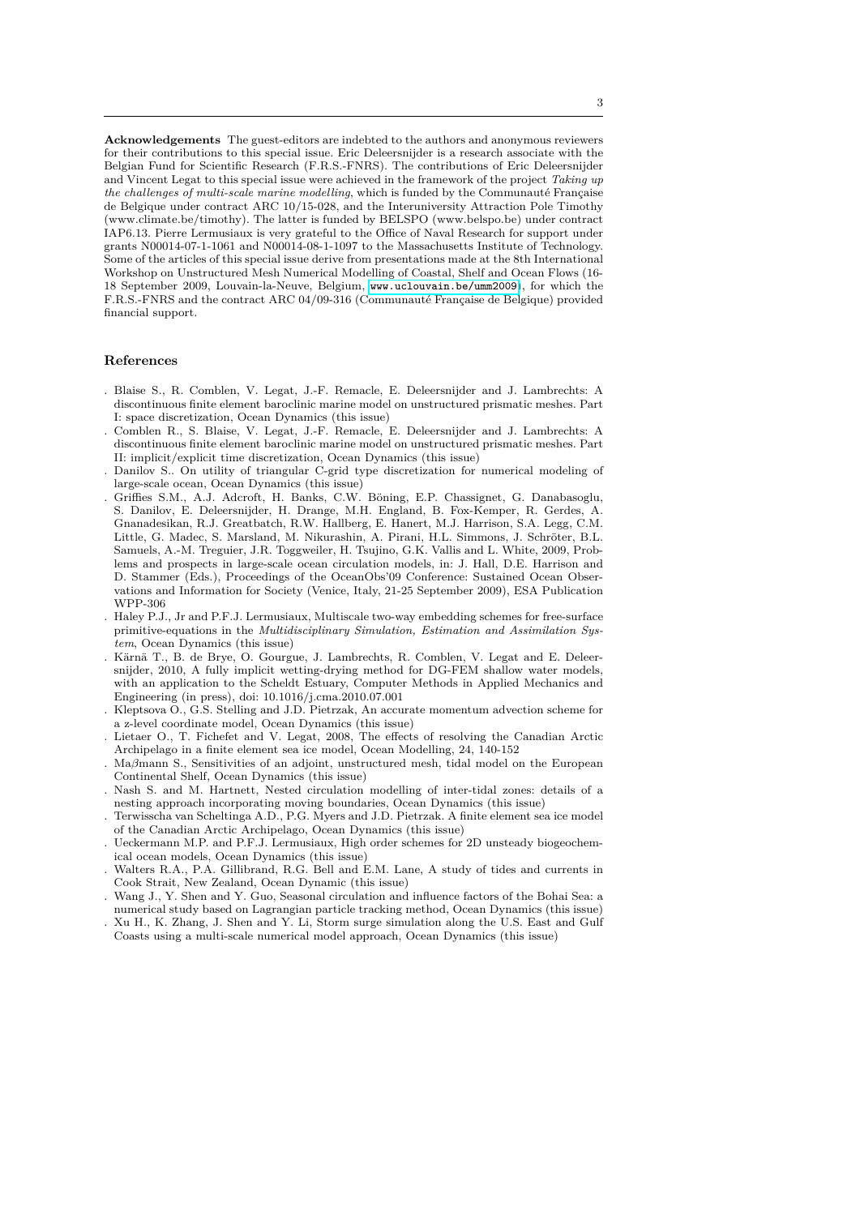**Acknowledgements** The guest-editors are indebted to the authors and anonymous reviewers for their contributions to this special issue. Eric Deleersnijder is a research associate with the Belgian Fund for Scientific Research (F.R.S.-FNRS). The contributions of Eric Deleersnijder and Vincent Legat to this special issue were achieved in the framework of the project *Taking up the challenges of multi-scale marine modelling*, which is funded by the Communauté Française de Belgique under contract ARC 10/15-028, and the Interuniversity Attraction Pole Timothy (www.climate.be/timothy). The latter is funded by BELSPO (www.belspo.be) under contract IAP6.13. Pierre Lermusiaux is very grateful to the Office of Naval Research for support under grants N00014-07-1-1061 and N00014-08-1-1097 to the Massachusetts Institute of Technology. Some of the articles of this special issue derive from presentations made at the 8th International Workshop on Unstructured Mesh Numerical Modelling of Coastal, Shelf and Ocean Flows (16-18 September 2009, Louvain-la-Neuve, Belgium, www.uclouvain.be/umm2009), for which the F.R.S.-FNRS and the contract ARC 04/09-316 (Communauté Française de Belgique) provided financial support.

## References

. Blaise S., R. Comblen, V. Legat, J.-F. Remacle, E. Deleersnijder and J. Lambrechts: A discontinuous finite element baroclinic marine model on unstructured prismatic meshes. Part I: space discretization, Ocean Dynamics (this issue)
. Comblen R., S. Blaise, V. Legat, J.-F. Remacle, E. Deleersnijder and J. Lambrechts: A discontinuous finite element baroclinic marine model on unstructured prismatic meshes. Part II: implicit/explicit time discretization, Ocean Dynamics (this issue)
. Danilov S.. On utility of triangular C-grid type discretization for numerical modeling of large-scale ocean, Ocean Dynamics (this issue)
. Griffies S.M., A.J. Adcroft, H. Banks, C.W. Böning, E.P. Chassignet, G. Danabasoglu, S. Danilov, E. Deleersnijder, H. Drange, M.H. England, B. Fox-Kemper, R. Gerdes, A. Gnanadesikan, R.J. Greatbatch, R.W. Hallberg, E. Hanert, M.J. Harrison, S.A. Legg, C.M. Little, G. Madec, S. Marsland, M. Nikurashin, A. Pirani, H.L. Simmons, J. Schröter, B.L. Samuels, A.-M. Treguier, J.R. Toggweiler, H. Tsujino, G.K. Vallis and L. White, 2009, Problems and prospects in large-scale ocean circulation models, in: J. Hall, D.E. Harrison and D. Stammer (Eds.), Proceedings of the OceanObs'09 Conference: Sustained Ocean Observations and Information for Society (Venice, Italy, 21-25 September 2009), ESA Publication WPP-306
. Haley P.J., Jr and P.F.J. Lermusiaux, Multiscale two-way embedding schemes for free-surface primitive-equations in the *Multidisciplinary Simulation, Estimation and Assimilation System*, Ocean Dynamics (this issue)
. Kärnä T., B. de Brye, O. Gourgue, J. Lambrechts, R. Comblen, V. Legat and E. Deleersnijder, 2010, A fully implicit wetting-drying method for DG-FEM shallow water models, with an application to the Scheldt Estuary, Computer Methods in Applied Mechanics and Engineering (in press), doi: 10.1016/j.cma.2010.07.001
. Kleptsova O., G.S. Stelling and J.D. Pietrzak, An accurate momentum advection scheme for a z-level coordinate model, Ocean Dynamics (this issue)
. Lietaer O., T. Fichefet and V. Legat, 2008, The effects of resolving the Canadian Arctic Archipelago in a finite element sea ice model, Ocean Modelling, 24, 140-152
. Maßmann S., Sensitivities of an adjoint, unstructured mesh, tidal model on the European Continental Shelf, Ocean Dynamics (this issue)
. Nash S. and M. Hartnett, Nested circulation modelling of inter-tidal zones: details of a nesting approach incorporating moving boundaries, Ocean Dynamics (this issue)
. Terwisscha van Scheltinga A.D., P.G. Myers and J.D. Pietrzak. A finite element sea ice model of the Canadian Arctic Archipelago, Ocean Dynamics (this issue)
. Ueckermann M.P. and P.F.J. Lermusiaux, High order schemes for 2D unsteady biogeochemical ocean models, Ocean Dynamics (this issue)
. Walters R.A., P.A. Gillibrand, R.G. Bell and E.M. Lane, A study of tides and currents in Cook Strait, New Zealand, Ocean Dynamic (this issue)
. Wang J., Y. Shen and Y. Guo, Seasonal circulation and influence factors of the Bohai Sea: a numerical study based on Lagrangian particle tracking method, Ocean Dynamics (this issue)
. Xu H., K. Zhang, J. Shen and Y. Li, Storm surge simulation along the U.S. East and Gulf Coasts using a multi-scale numerical model approach, Ocean Dynamics (this issue)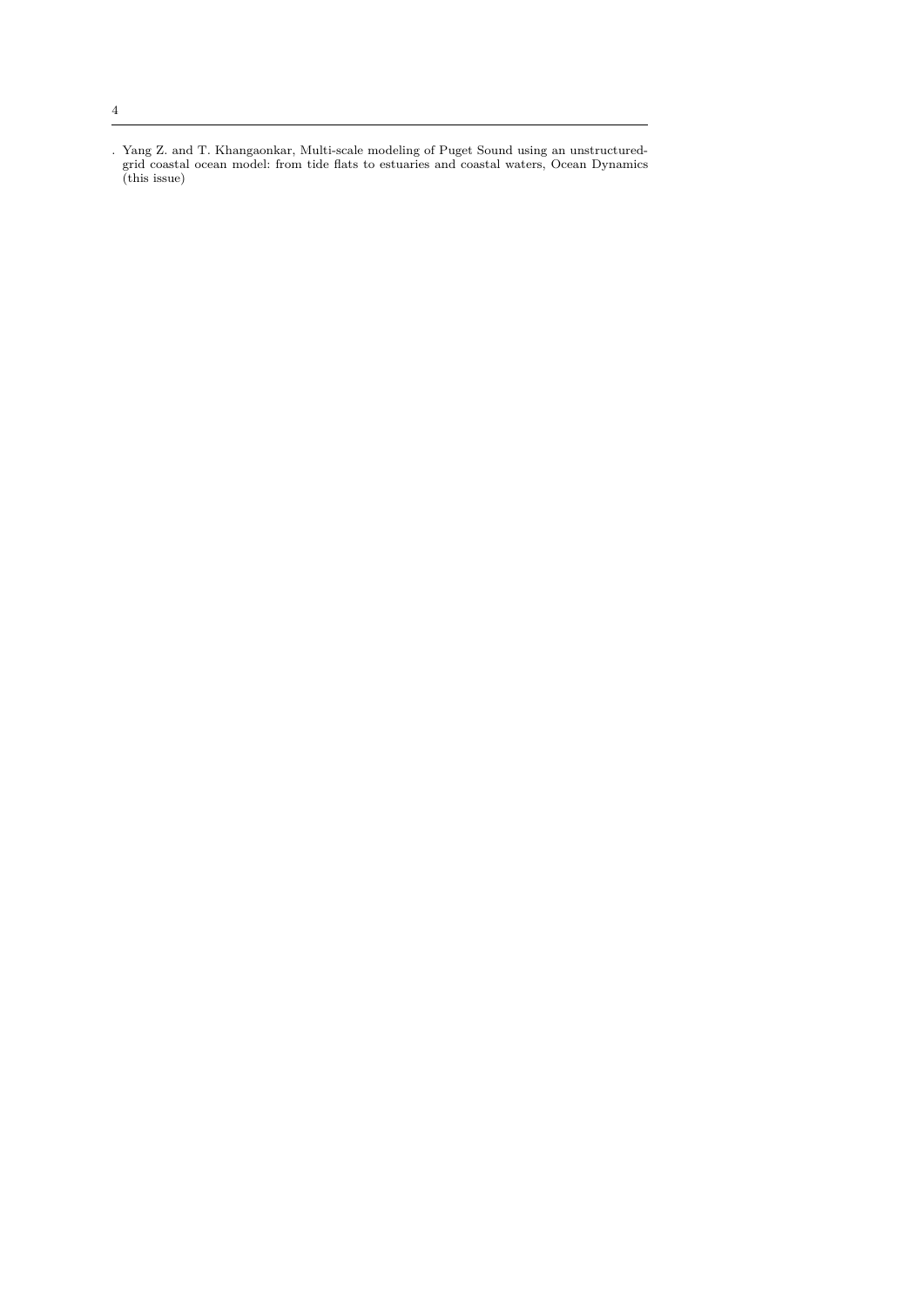. Yang Z. and T. Khangaonkar, Multi-scale modeling of Puget Sound using an unstructured-grid coastal ocean model: from tide flats to estuaries and coastal waters, Ocean Dynamics (this issue)